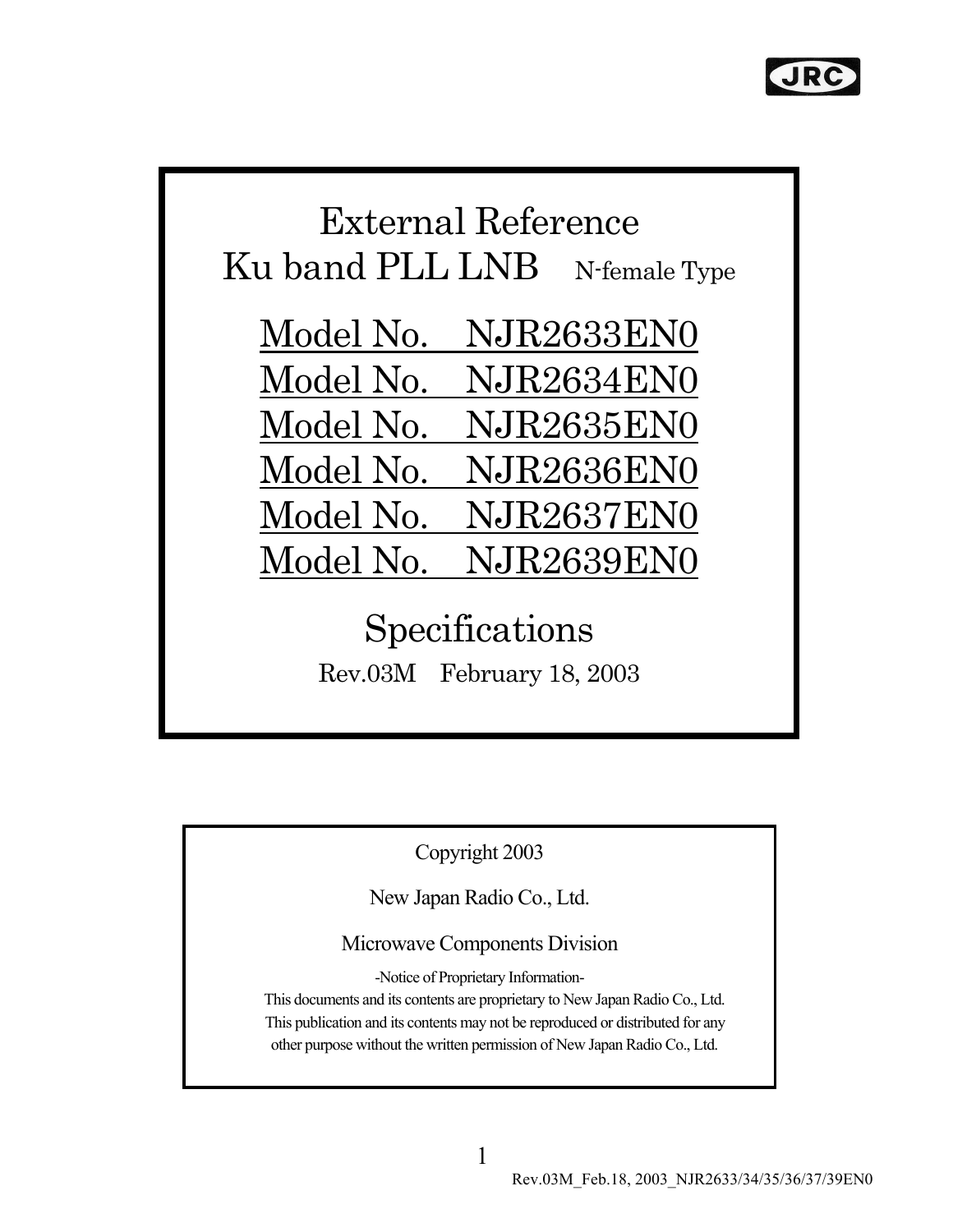# External Reference
# Ku band PLL LNB N-female Type

## Model No. NJR2633EN0
## Model No. NJR2634EN0
## Model No. NJR2635EN0
## Model No. NJR2636EN0
## Model No. NJR2637EN0
## Model No. NJR2639EN0

## Specifications

Rev.03M February 18, 2003

Copyright 2003

New Japan Radio Co., Ltd.

Microwave Components Division

-Notice of Proprietary Information-

This documents and its contents are proprietary to New Japan Radio Co., Ltd.
This publication and its contents may not be reproduced or distributed for any other purpose without the written permission of New Japan Radio Co., Ltd.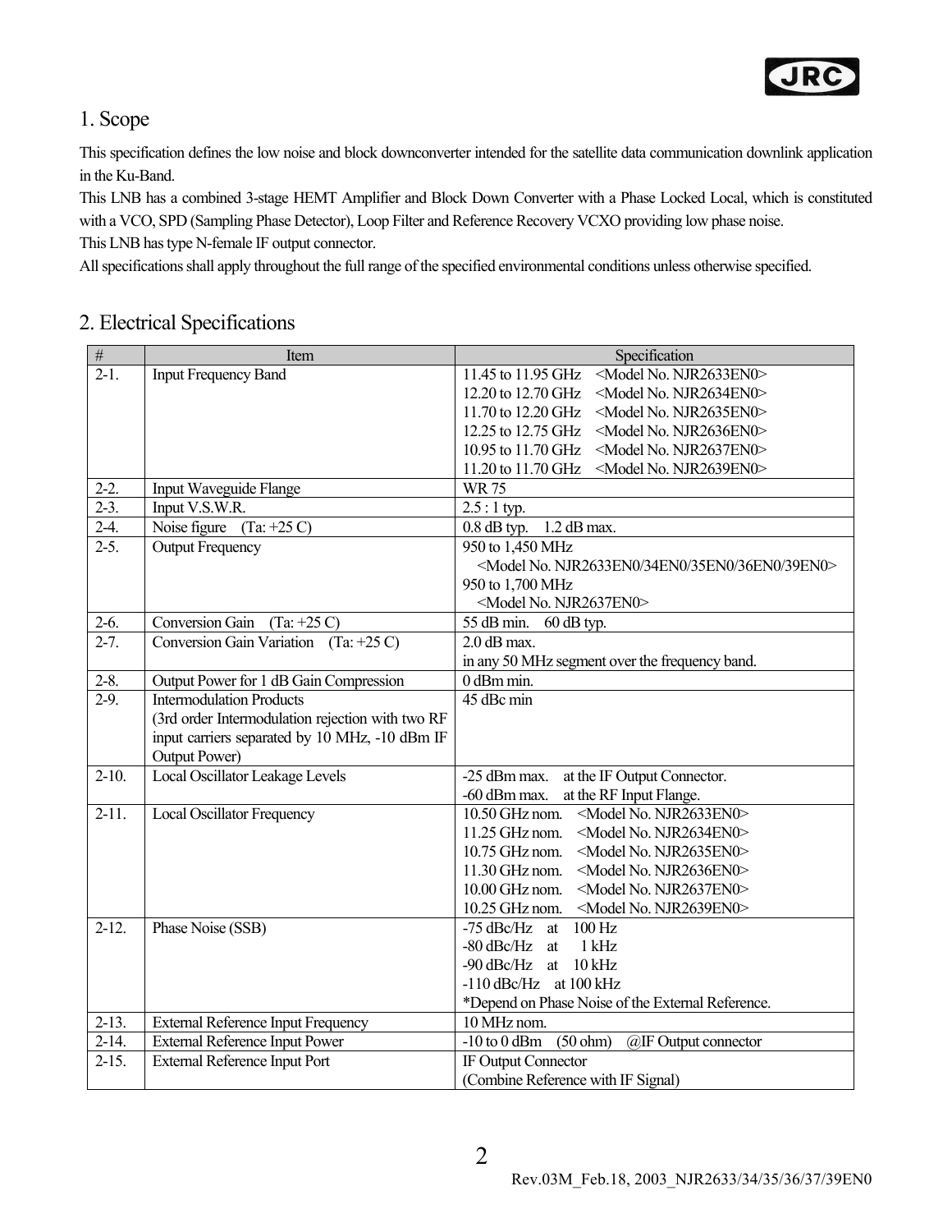## 1. Scope

This specification defines the low noise and block downconverter intended for the satellite data communication downlink application in the Ku-Band.

This LNB has a combined 3-stage HEMT Amplifier and Block Down Converter with a Phase Locked Local, which is constituted with a VCO, SPD (Sampling Phase Detector), Loop Filter and Reference Recovery VCXO providing low phase noise.

This LNB has type N-female IF output connector.

All specifications shall apply throughout the full range of the specified environmental conditions unless otherwise specified.

## 2. Electrical Specifications

| # | Item | Specification |
|---|---|---|
| 2-1. | Input Frequency Band | 11.45 to 11.95 GHz <Model No. NJR2633EN0><br>12.20 to 12.70 GHz <Model No. NJR2634EN0><br>11.70 to 12.20 GHz <Model No. NJR2635EN0><br>12.25 to 12.75 GHz <Model No. NJR2636EN0><br>10.95 to 11.70 GHz <Model No. NJR2637EN0><br>11.20 to 11.70 GHz <Model No. NJR2639EN0> |
| 2-2. | Input Waveguide Flange | WR 75 |
| 2-3. | Input V.S.W.R. | 2.5 : 1 typ. |
| 2-4. | Noise figure (Ta: +25 C) | 0.8 dB typ. 1.2 dB max. |
| 2-5. | Output Frequency | 950 to 1,450 MHz<br><Model No. NJR2633EN0/34EN0/35EN0/36EN0/39EN0><br>950 to 1,700 MHz<br><Model No. NJR2637EN0> |
| 2-6. | Conversion Gain (Ta: +25 C) | 55 dB min. 60 dB typ. |
| 2-7. | Conversion Gain Variation (Ta: +25 C) | 2.0 dB max.<br>in any 50 MHz segment over the frequency band. |
| 2-8. | Output Power for 1 dB Gain Compression | 0 dBm min. |
| 2-9. | Intermodulation Products<br>(3rd order Intermodulation rejection with two RF input carriers separated by 10 MHz, -10 dBm IF Output Power) | 45 dBc min |
| 2-10. | Local Oscillator Leakage Levels | -25 dBm max. at the IF Output Connector.<br>-60 dBm max. at the RF Input Flange. |
| 2-11. | Local Oscillator Frequency | 10.50 GHz nom. <Model No. NJR2633EN0><br>11.25 GHz nom. <Model No. NJR2634EN0><br>10.75 GHz nom. <Model No. NJR2635EN0><br>11.30 GHz nom. <Model No. NJR2636EN0><br>10.00 GHz nom. <Model No. NJR2637EN0><br>10.25 GHz nom. <Model No. NJR2639EN0> |
| 2-12. | Phase Noise (SSB) | -75 dBc/Hz at 100 Hz<br>-80 dBc/Hz at 1 kHz<br>-90 dBc/Hz at 10 kHz<br>-110 dBc/Hz at 100 kHz<br>*Depend on Phase Noise of the External Reference. |
| 2-13. | External Reference Input Frequency | 10 MHz nom. |
| 2-14. | External Reference Input Power | -10 to 0 dBm (50 ohm) @IF Output connector |
| 2-15. | External Reference Input Port | IF Output Connector<br>(Combine Reference with IF Signal) |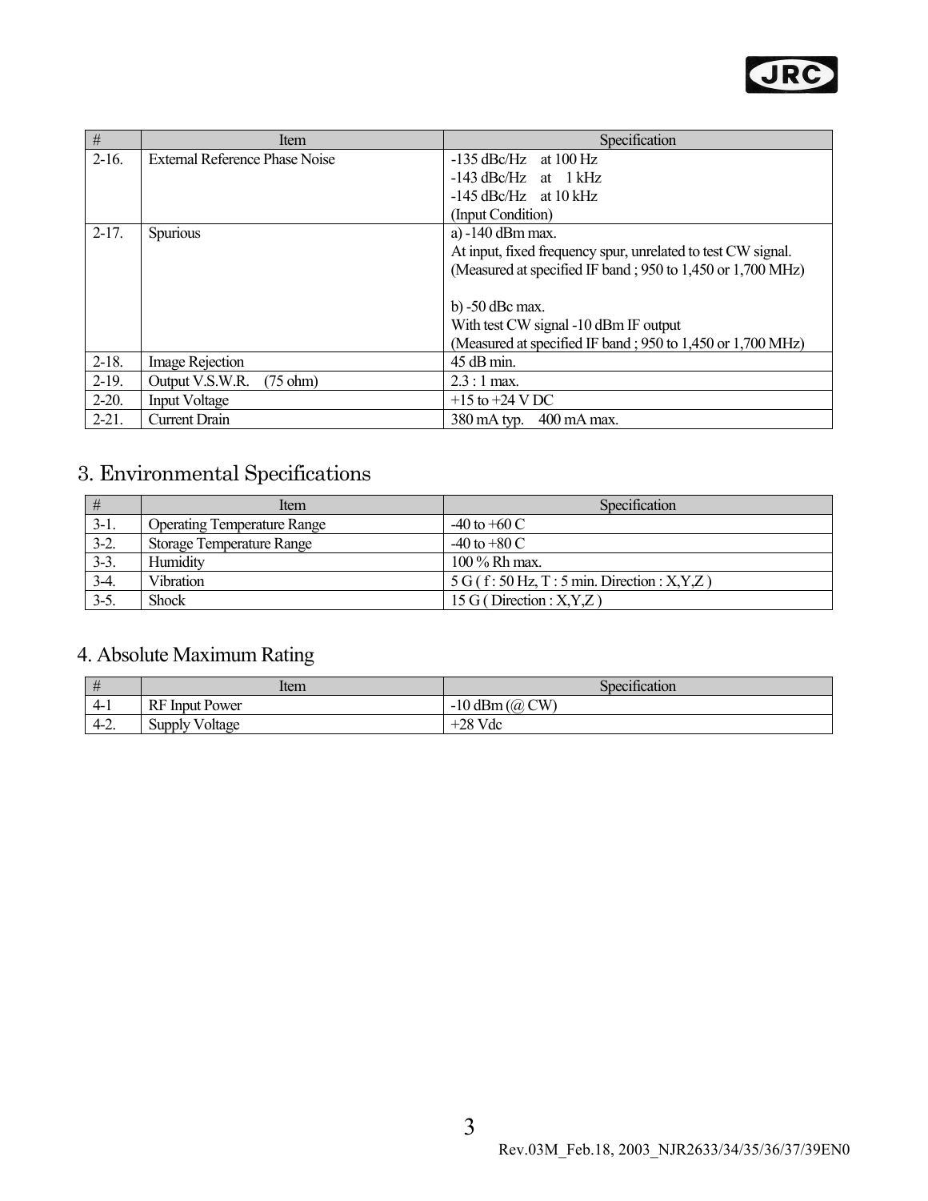| # | Item | Specification |
|---|---|---|
| 2-16. | External Reference Phase Noise | -135 dBc/Hz at 100 Hz<br>-143 dBc/Hz at 1 kHz<br>-145 dBc/Hz at 10 kHz<br>(Input Condition) |
| 2-17. | Spurious | a) -140 dBm max.<br>At input, fixed frequency spur, unrelated to test CW signal.<br>(Measured at specified IF band ; 950 to 1,450 or 1,700 MHz)<br><br>b) -50 dBc max.<br>With test CW signal -10 dBm IF output<br>(Measured at specified IF band ; 950 to 1,450 or 1,700 MHz) |
| 2-18. | Image Rejection | 45 dB min. |
| 2-19. | Output V.S.W.R. (75 ohm) | 2.3 : 1 max. |
| 2-20. | Input Voltage | +15 to +24 V DC |
| 2-21. | Current Drain | 380 mA typ. 400 mA max. |

## 3. Environmental Specifications

| # | Item | Specification |
|---|---|---|
| 3-1. | Operating Temperature Range | -40 to +60 C |
| 3-2. | Storage Temperature Range | -40 to +80 C |
| 3-3. | Humidity | 100 % Rh max. |
| 3-4. | Vibration | 5 G ( f : 50 Hz, T : 5 min. Direction : X,Y,Z ) |
| 3-5. | Shock | 15 G ( Direction : X,Y,Z ) |

## 4. Absolute Maximum Rating

| # | Item | Specification |
|---|---|---|
| 4-1 | RF Input Power | -10 dBm (@ CW) |
| 4-2. | Supply Voltage | +28 Vdc |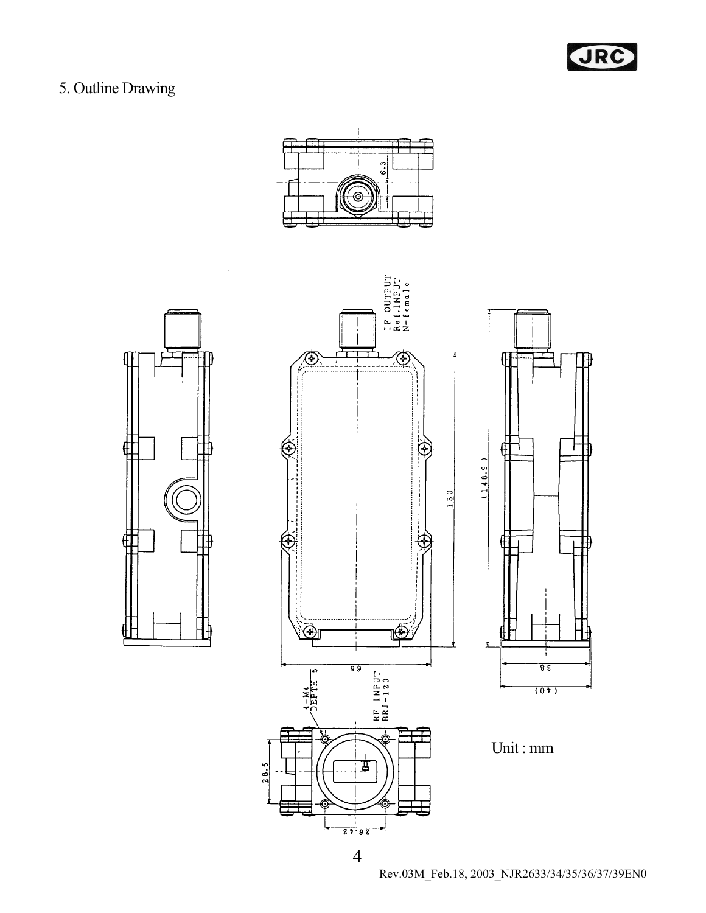## 5. Outline Drawing

6.3

IF OUTPUT
Ref.INPUT
N-female

130

(148.9)

65

38

(40)

4-M4
DEPTH 5

RF INPUT
BRJ-120

28.5

26.42

Unit : mm

Rev.03M_Feb.18, 2003_NJR2633/34/35/36/37/39EN0